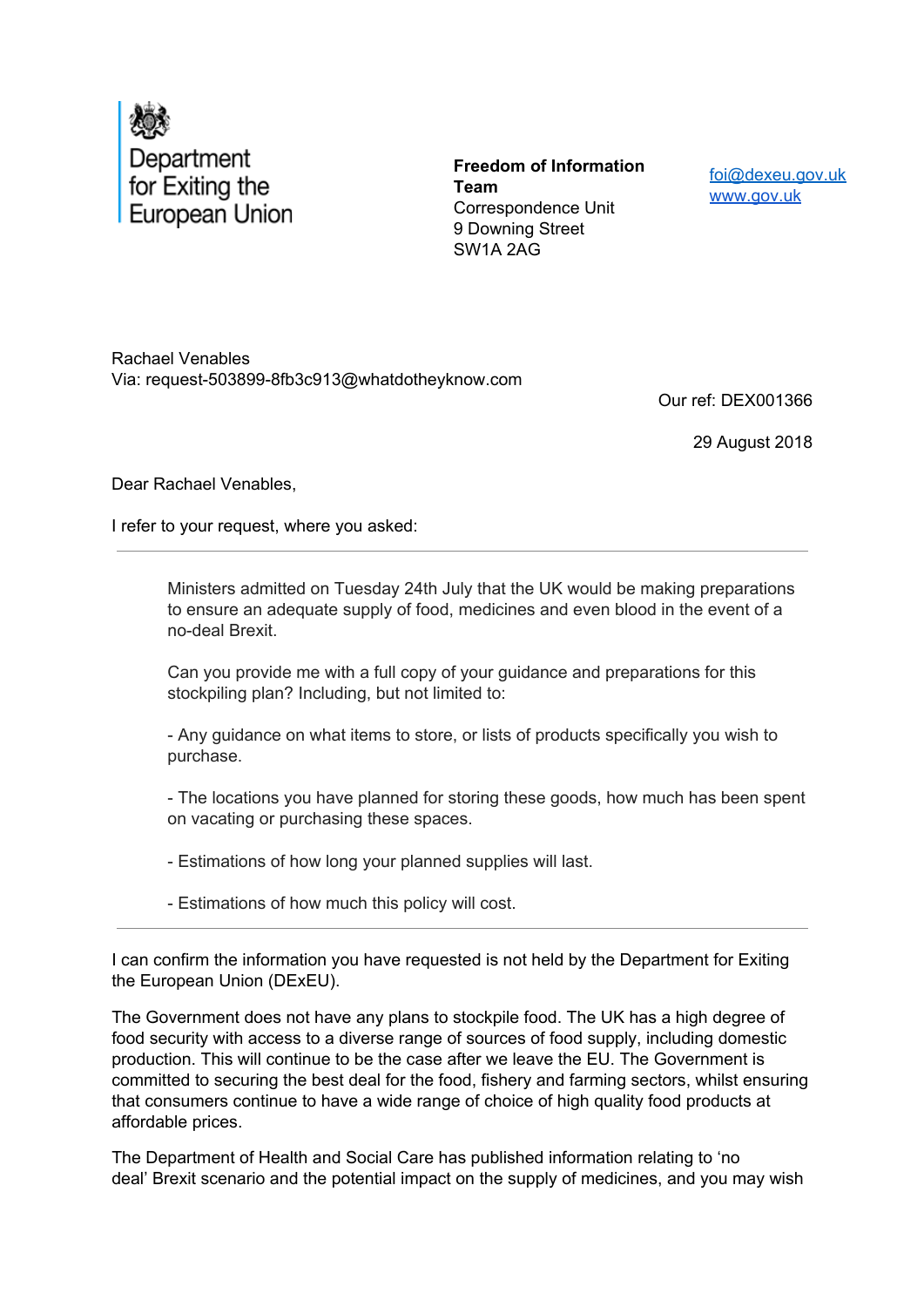Department for Exiting the European Union

**Freedom of Information Team**
Correspondence Unit
9 Downing Street
SW1A 2AG

foi@dexeu.gov.uk
www.gov.uk

Rachael Venables
Via: request-503899-8fb3c913@whatdotheyknow.com

Our ref: DEX001366

29 August 2018

Dear Rachael Venables,

I refer to your request, where you asked:

---

> Ministers admitted on Tuesday 24th July that the UK would be making preparations to ensure an adequate supply of food, medicines and even blood in the event of a no-deal Brexit.
>
> Can you provide me with a full copy of your guidance and preparations for this stockpiling plan? Including, but not limited to:
>
> - Any guidance on what items to store, or lists of products specifically you wish to purchase.
>
> - The locations you have planned for storing these goods, how much has been spent on vacating or purchasing these spaces.
>
> - Estimations of how long your planned supplies will last.
>
> - Estimations of how much this policy will cost.

---

I can confirm the information you have requested is not held by the Department for Exiting the European Union (DExEU).

The Government does not have any plans to stockpile food. The UK has a high degree of food security with access to a diverse range of sources of food supply, including domestic production. This will continue to be the case after we leave the EU. The Government is committed to securing the best deal for the food, fishery and farming sectors, whilst ensuring that consumers continue to have a wide range of choice of high quality food products at affordable prices.

The Department of Health and Social Care has published information relating to 'no deal' Brexit scenario and the potential impact on the supply of medicines, and you may wish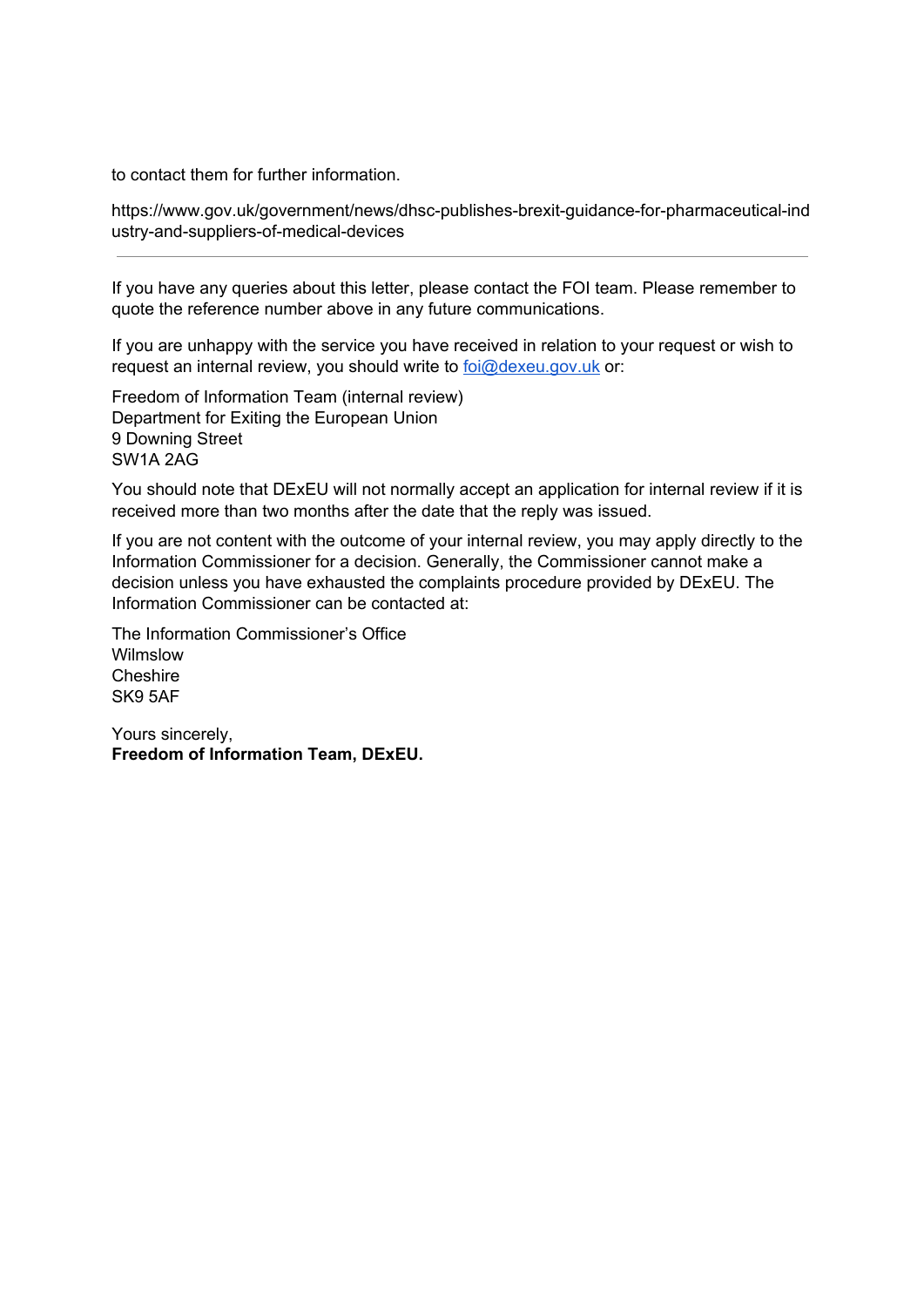to contact them for further information.

https://www.gov.uk/government/news/dhsc-publishes-brexit-guidance-for-pharmaceutical-industry-and-suppliers-of-medical-devices

---

If you have any queries about this letter, please contact the FOI team. Please remember to quote the reference number above in any future communications.

If you are unhappy with the service you have received in relation to your request or wish to request an internal review, you should write to foi@dexeu.gov.uk or:

Freedom of Information Team (internal review)  
Department for Exiting the European Union  
9 Downing Street  
SW1A 2AG

You should note that DExEU will not normally accept an application for internal review if it is received more than two months after the date that the reply was issued.

If you are not content with the outcome of your internal review, you may apply directly to the Information Commissioner for a decision. Generally, the Commissioner cannot make a decision unless you have exhausted the complaints procedure provided by DExEU. The Information Commissioner can be contacted at:

The Information Commissioner's Office  
Wilmslow  
Cheshire  
SK9 5AF

Yours sincerely,  
**Freedom of Information Team, DExEU.**